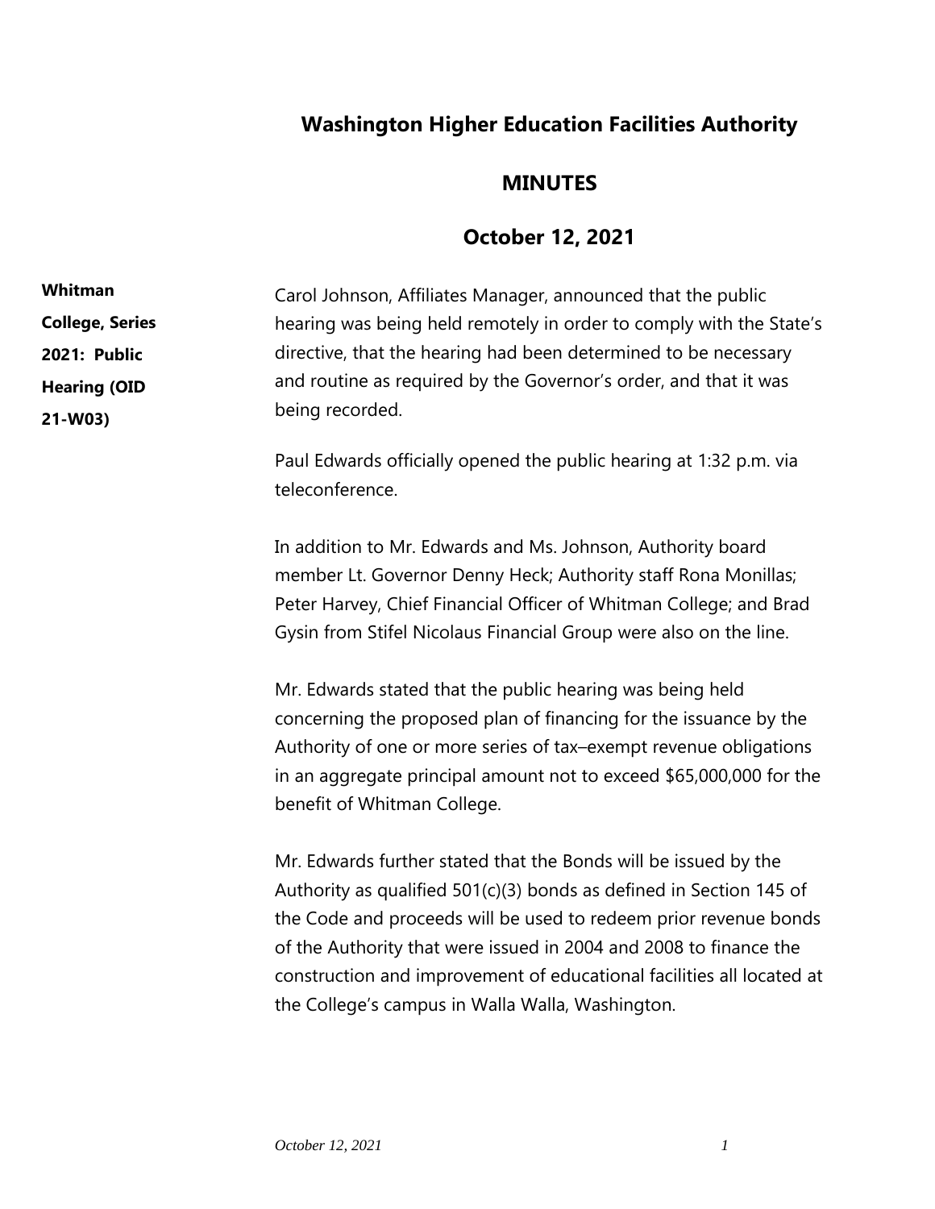# Washington Higher Education Facilities Authority

## MINUTES

## October 12, 2021

**Whitman College, Series 2021: Public Hearing (OID 21-W03)**

Carol Johnson, Affiliates Manager, announced that the public hearing was being held remotely in order to comply with the State's directive, that the hearing had been determined to be necessary and routine as required by the Governor's order, and that it was being recorded.

Paul Edwards officially opened the public hearing at 1:32 p.m. via teleconference.

In addition to Mr. Edwards and Ms. Johnson, Authority board member Lt. Governor Denny Heck; Authority staff Rona Monillas; Peter Harvey, Chief Financial Officer of Whitman College; and Brad Gysin from Stifel Nicolaus Financial Group were also on the line.

Mr. Edwards stated that the public hearing was being held concerning the proposed plan of financing for the issuance by the Authority of one or more series of tax–exempt revenue obligations in an aggregate principal amount not to exceed $65,000,000 for the benefit of Whitman College.

Mr. Edwards further stated that the Bonds will be issued by the Authority as qualified 501(c)(3) bonds as defined in Section 145 of the Code and proceeds will be used to redeem prior revenue bonds of the Authority that were issued in 2004 and 2008 to finance the construction and improvement of educational facilities all located at the College's campus in Walla Walla, Washington.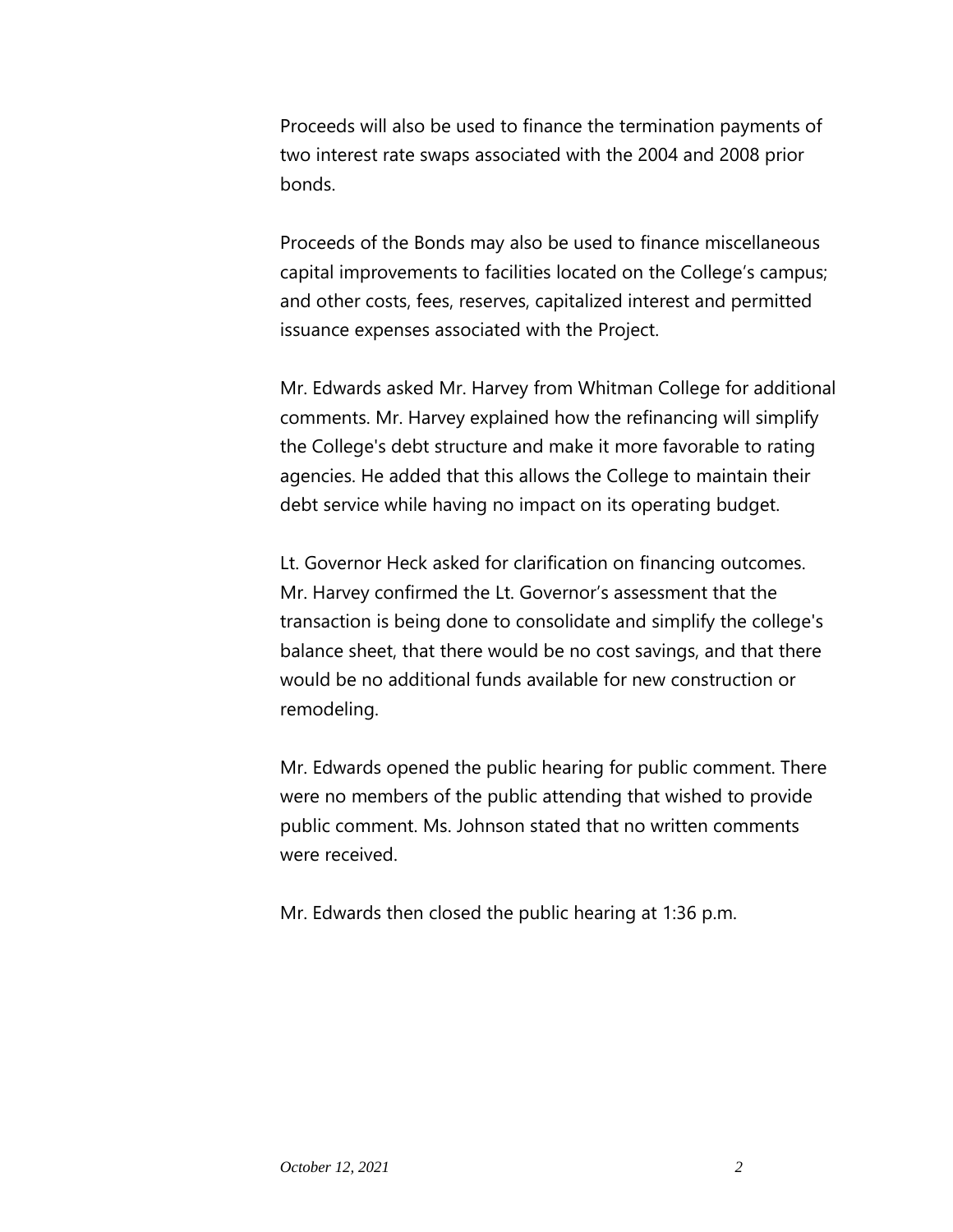Proceeds will also be used to finance the termination payments of two interest rate swaps associated with the 2004 and 2008 prior bonds.

Proceeds of the Bonds may also be used to finance miscellaneous capital improvements to facilities located on the College's campus; and other costs, fees, reserves, capitalized interest and permitted issuance expenses associated with the Project.

Mr. Edwards asked Mr. Harvey from Whitman College for additional comments. Mr. Harvey explained how the refinancing will simplify the College's debt structure and make it more favorable to rating agencies. He added that this allows the College to maintain their debt service while having no impact on its operating budget.

Lt. Governor Heck asked for clarification on financing outcomes. Mr. Harvey confirmed the Lt. Governor's assessment that the transaction is being done to consolidate and simplify the college's balance sheet, that there would be no cost savings, and that there would be no additional funds available for new construction or remodeling.

Mr. Edwards opened the public hearing for public comment. There were no members of the public attending that wished to provide public comment. Ms. Johnson stated that no written comments were received.

Mr. Edwards then closed the public hearing at 1:36 p.m.